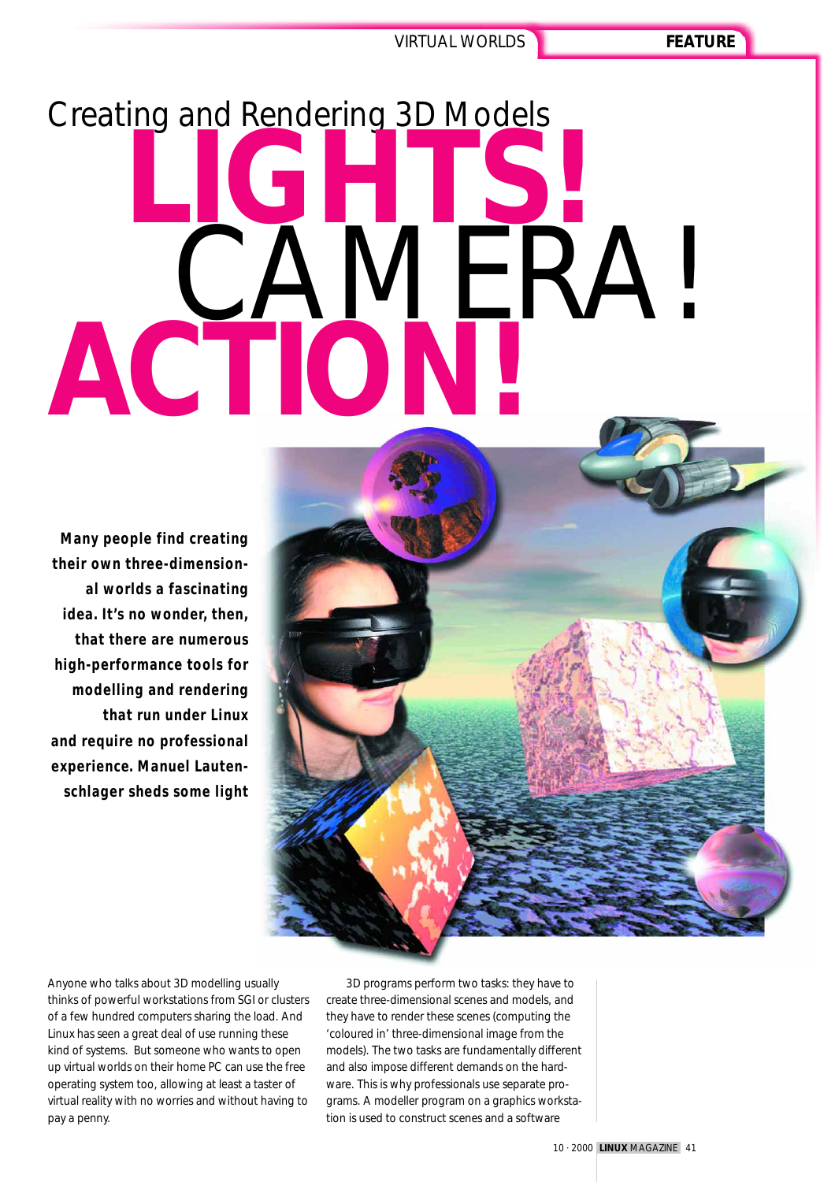# Creating and Rendering 3D Models

# LIGHTS! CAMERA! ACTION!

**Many people find creating their own three-dimensional worlds a fascinating idea. It's no wonder, then, that there are numerous high-performance tools for modelling and rendering that run under Linux and require no professional experience. Manuel Lautenschlager sheds some light**

Anyone who talks about 3D modelling usually thinks of powerful workstations from SGI or clusters of a few hundred computers sharing the load. And Linux has seen a great deal of use running these kind of systems. But someone who wants to open up virtual worlds on their home PC can use the free operating system too, allowing at least a taster of virtual reality with no worries and without having to pay a penny.

3D programs perform two tasks: they have to create three-dimensional scenes and models, and they have to render these scenes (computing the 'coloured in' three-dimensional image from the models). The two tasks are fundamentally different and also impose different demands on the hardware. This is why professionals use separate programs. A modeller program on a graphics workstation is used to construct scenes and a software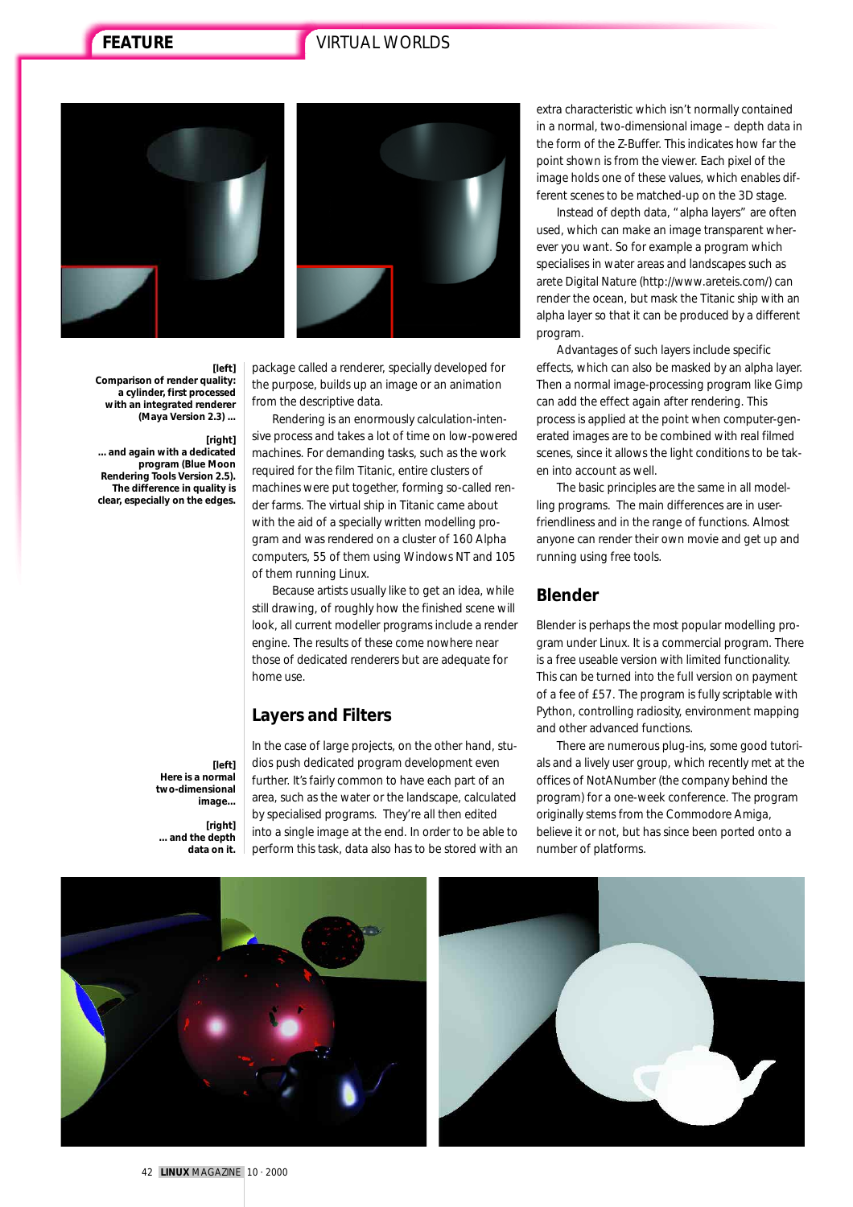**[left]**
**Comparison of render quality: a cylinder, first processed with an integrated renderer (Maya Version 2.3) ...**

**[right]**
**... and again with a dedicated program (Blue Moon Rendering Tools Version 2.5). The difference in quality is clear, especially on the edges.**

package called a renderer, specially developed for the purpose, builds up an image or an animation from the descriptive data.

Rendering is an enormously calculation-intensive process and takes a lot of time on low-powered machines. For demanding tasks, such as the work required for the film Titanic, entire clusters of machines were put together, forming so-called render farms. The virtual ship in Titanic came about with the aid of a specially written modelling program and was rendered on a cluster of 160 Alpha computers, 55 of them using Windows NT and 105 of them running Linux.

Because artists usually like to get an idea, while still drawing, of roughly how the finished scene will look, all current modeller programs include a render engine. The results of these come nowhere near those of dedicated renderers but are adequate for home use.

## Layers and Filters

**[left]**
**Here is a normal two-dimensional image...**

**[right]**
**... and the depth data on it.**

In the case of large projects, on the other hand, studios push dedicated program development even further. It's fairly common to have each part of an area, such as the water or the landscape, calculated by specialised programs. They're all then edited into a single image at the end. In order to be able to perform this task, data also has to be stored with an extra characteristic which isn't normally contained in a normal, two-dimensional image – depth data in the form of the Z-Buffer. This indicates how far the point shown is from the viewer. Each pixel of the image holds one of these values, which enables different scenes to be matched-up on the 3D stage.

Instead of depth data, "alpha layers" are often used, which can make an image transparent wherever you want. So for example a program which specialises in water areas and landscapes such as arete Digital Nature (http://www.areteis.com/) can render the ocean, but mask the Titanic ship with an alpha layer so that it can be produced by a different program.

Advantages of such layers include specific effects, which can also be masked by an alpha layer. Then a normal image-processing program like Gimp can add the effect again after rendering. This process is applied at the point when computer-generated images are to be combined with real filmed scenes, since it allows the light conditions to be taken into account as well.

The basic principles are the same in all modelling programs. The main differences are in user-friendliness and in the range of functions. Almost anyone can render their own movie and get up and running using free tools.

## Blender

Blender is perhaps the most popular modelling program under Linux. It is a commercial program. There is a free useable version with limited functionality. This can be turned into the full version on payment of a fee of £57. The program is fully scriptable with Python, controlling radiosity, environment mapping and other advanced functions.

There are numerous plug-ins, some good tutorials and a lively user group, which recently met at the offices of NotANumber (the company behind the program) for a one-week conference. The program originally stems from the Commodore Amiga, believe it or not, but has since been ported onto a number of platforms.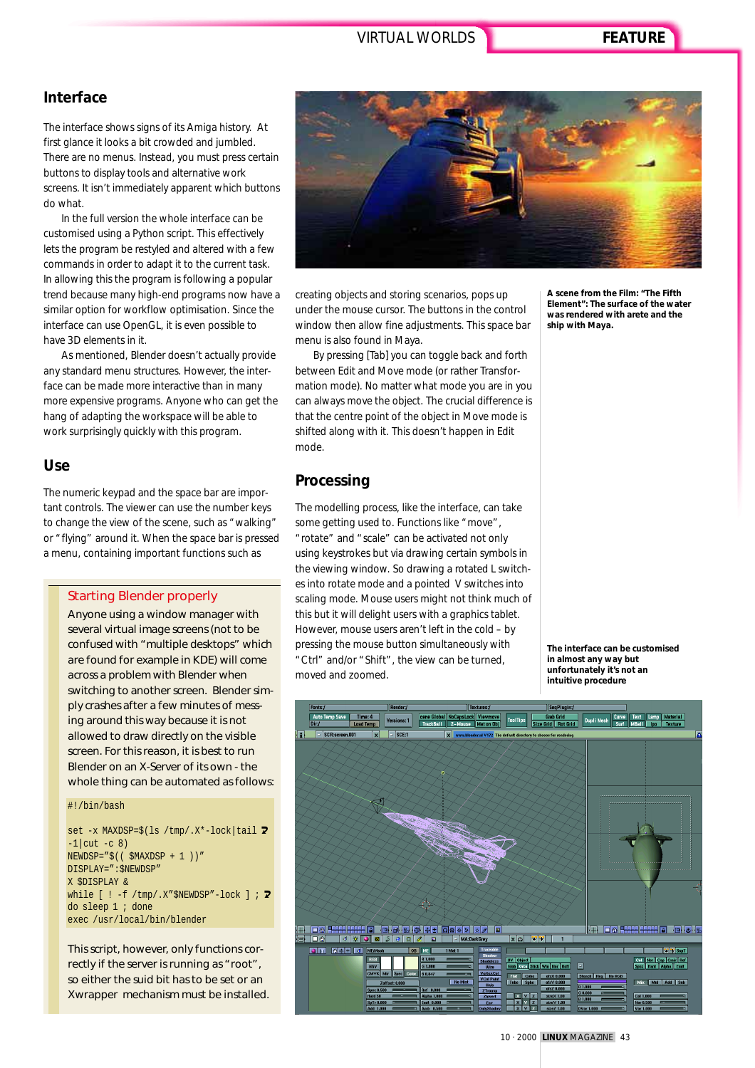## Interface

The interface shows signs of its Amiga history. At first glance it looks a bit crowded and jumbled. There are no menus. Instead, you must press certain buttons to display tools and alternative work screens. It isn't immediately apparent which buttons do what.

In the full version the whole interface can be customised using a Python script. This effectively lets the program be restyled and altered with a few commands in order to adapt it to the current task. In allowing this the program is following a popular trend because many high-end programs now have a similar option for workflow optimisation. Since the interface can use OpenGL, it is even possible to have 3D elements in it.

As mentioned, Blender doesn't actually provide any standard menu structures. However, the interface can be made more interactive than in many more expensive programs. Anyone who can get the hang of adapting the workspace will be able to work surprisingly quickly with this program.

## Use

The numeric keypad and the space bar are important controls. The viewer can use the number keys to change the view of the scene, such as "walking" or "flying" around it. When the space bar is pressed a menu, containing important functions such as creating objects and storing scenarios, pops up under the mouse cursor. The buttons in the control window then allow fine adjustments. This space bar menu is also found in Maya.

By pressing [Tab] you can toggle back and forth between Edit and Move mode (or rather Transformation mode). No matter what mode you are in you can always move the object. The crucial difference is that the centre point of the object in Move mode is shifted along with it. This doesn't happen in Edit mode.

### Starting Blender properly

Anyone using a window manager with several virtual image screens (not to be confused with "multiple desktops" which are found for example in KDE) will come across a problem with Blender when switching to another screen. Blender simply crashes after a few minutes of messing around this way because it is not allowed to draw directly on the visible screen. For this reason, it is best to run Blender on an X-Server of its own - the whole thing can be automated as follows:

```
#!/bin/bash

set -x MAXDSP=$(ls /tmp/.X*-lock|tail ➘
-1|cut -c 8)
NEWDSP="$(( $MAXDSP + 1 ))"
DISPLAY=":$NEWDSP"
X $DISPLAY &
while [ ! -f /tmp/.X"$NEWDSP"-lock ] ; ➘
do sleep 1 ; done
exec /usr/local/bin/blender
```

This script, however, only functions correctly if the server is running as "root", so either the suid bit has to be set or an Xwrapper mechanism must be installed.

## Processing

The modelling process, like the interface, can take some getting used to. Functions like "move", "rotate" and "scale" can be activated not only using keystrokes but via drawing certain symbols in the viewing window. So drawing a rotated L switches into rotate mode and a pointed V switches into scaling mode. Mouse users might not think much of this but it will delight users with a graphics tablet. However, mouse users aren't left in the cold – by pressing the mouse button simultaneously with "Ctrl" and/or "Shift", the view can be turned, moved and zoomed.

**A scene from the Film: "The Fifth Element": The surface of the water was rendered with arete and the ship with Maya.**

**The interface can be customised in almost any way but unfortunately it's not an intuitive procedure**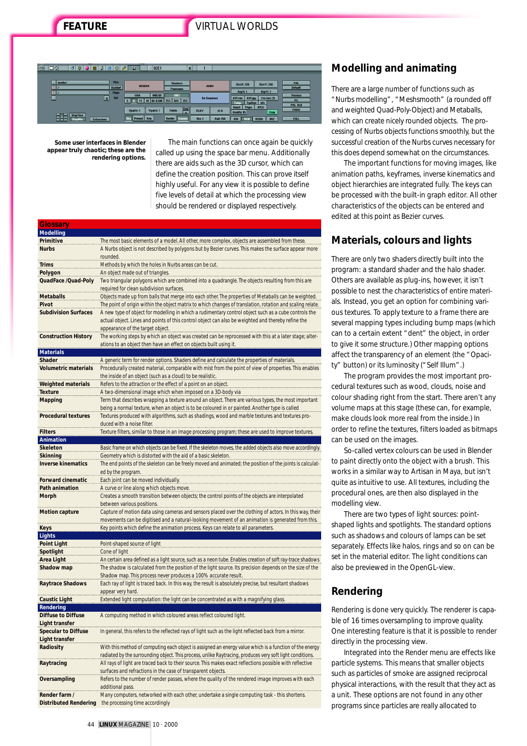Some user interfaces in Blender appear truly chaotic; these are the rendering options.

The main functions can once again be quickly called up using the space bar menu. Additionally there are aids such as the 3D cursor, which can define the creation position. This can prove itself highly useful. For any view it is possible to define five levels of detail at which the processing view should be rendered or displayed respectively.

| Glossary | |
|---|---|
| **Modelling** | |
| **Primitive** | The most basic elements of a model. All other, more complex, objects are assembled from these. |
| **Nurbs** | A Nurbs object is not described by polygons but by Bezier curves. This makes the surface appear more rounded. |
| **Trims** | Methods by which the holes in Nurbs areas can be cut. |
| **Polygon** | An object made out of triangles. |
| **QuadFace /Quad-Poly** | Two triangular polygons which are combined into a quadrangle. The objects resulting from this are required for clean subdivision surfaces. |
| **Metaballs** | Objects made up from balls that merge into each other. The properties of Metaballs can be weighted. |
| **Pivot** | The point of origin within the object matrix to which changes of translation, rotation and scaling relate. |
| **Subdivision Surfaces** | A new type of object for modelling in which a rudimentary control object such as a cube controls the actual object. Lines and points of this control object can also be weighted and thereby refine the appearance of the target object. |
| **Construction History** | The working steps by which an object was created can be reprocessed with this at a later stage; alterations to an object then have an effect on objects built using it. |
| **Materials** | |
| **Shader** | A generic term for render options. Shaders define and calculate the properties of materials. |
| **Volumetric materials** | Procedurally created material, comparable with mist from the point of view of properties. This enables the inside of an object (such as a cloud) to be realistic. |
| **Weighted materials** | Refers to the attraction or the effect of a point on an object. |
| **Texture** | A two-dimensional image which when imposed on a 3D-body via |
| **Mapping** | Term that describes wrapping a texture around an object. There are various types, the most important being a normal texture, when an object is to be coloured in or painted. Another type is called |
| **Procedural textures** | Textures produced with algorithms, such as shadings, wood and marble textures and textures produced with a noise filter. |
| **Filters** | Texture filters, similar to those in an image processing program; these are used to improve textures. |
| **Animation** | |
| **Skeleton** | Basic frame on which objects can be fixed. If the skeleton moves, the added objects also move accordingly. |
| **Skinning** | Geometry which is distorted with the aid of a basic skeleton. |
| **Inverse kinematics** | The end points of the skeleton can be freely moved and animated; the position of the joints is calculated by the program. |
| **Forward cinematic** | Each joint can be moved individually. |
| **Path animation** | A curve or line along which objects move. |
| **Morph** | Creates a smooth transition between objects; the control points of the objects are interpolated between various positions. |
| **Motion capture** | Capture of motion data using cameras and sensors placed over the clothing of actors. In this way, their movements can be digitised and a natural-looking movement of an animation is generated from this. |
| **Keys** | Key points which define the animation process. Keys can relate to all parameters. |
| **Lights** | |
| **Point Light** | Point-shaped source of light |
| **Spotlight** | Cone of light |
| **Area Light** | An certain area defined as a light source, such as a neon tube. Enables creation of soft ray-trace shadows |
| **Shadow map** | The shadow is calculated from the position of the light source. Its precision depends on the size of the Shadow map. This process never produces a 100% accurate result. |
| **Raytrace Shadows** | Each ray of light is traced back. In this way, the result is absolutely precise, but resultant shadows appear very hard. |
| **Caustic Light** | Extended light computation: the light can be concentrated as with a magnifying glass. |
| **Rendering** | |
| **Diffuse to Diffuse Light transfer** | A computing method in which coloured areas reflect coloured light. |
| **Specular to Diffuse Light transfer** | In general, this refers to the reflected rays of light such as the light reflected back from a mirror. |
| **Radiosity** | With this method of computing each object is assigned an energy value which is a function of the energy radiated by the surrounding object. This process, unlike Raytracing, produces very soft light conditions. |
| **Raytracing** | All rays of light are traced back to their source. This makes exact reflections possible with reflective surfaces and refractions in the case of transparent objects. |
| **Oversampling** | Refers to the number of render passes, where the quality of the rendered image improves with each additional pass. |
| **Render farm / Distributed Rendering** | Many computers, networked with each other, undertake a single computing task - this shortens the processing time accordingly |

## Modelling and animating

There are a large number of functions such as "Nurbs modelling", "Meshsmooth" (a rounded off and weighted Quad-Poly-Object) and Metaballs, which can create nicely rounded objects. The processing of Nurbs objects functions smoothly, but the successful creation of the Nurbs curves necessary for this does depend somewhat on the circumstances.

The important functions for moving images, like animation paths, keyframes, inverse kinematics and object hierarchies are integrated fully. The keys can be processed with the built-in graph editor. All other characteristics of the objects can be entered and edited at this point as Bezier curves.

## Materials, colours and lights

There are only two shaders directly built into the program: a standard shader and the halo shader. Others are available as plug-ins, however, it isn't possible to nest the characteristics of entire materials. Instead, you get an option for combining various textures. To apply texture to a frame there are several mapping types including bump maps (which can to a certain extent "dent" the object, in order to give it some structure.) Other mapping options affect the transparency of an element (the "Opacity" button) or its luminosity ("Self Illum".)

The program provides the most important procedural textures such as wood, clouds, noise and colour shading right from the start. There aren't any volume maps at this stage (these can, for example, make clouds look more real from the inside.) In order to refine the textures, filters loaded as bitmaps can be used on the images.

So-called vertex colours can be used in Blender to paint directly onto the object with a brush. This works in a similar way to Artisan in Maya, but isn't quite as intuitive to use. All textures, including the procedural ones, are then also displayed in the modelling view.

There are two types of light sources: point-shaped lights and spotlights. The standard options such as shadows and colours of lamps can be set separately. Effects like halos, rings and so on can be set in the material editor. The light conditions can also be previewed in the OpenGL-view.

## Rendering

Rendering is done very quickly. The renderer is capable of 16 times oversampling to improve quality. One interesting feature is that it is possible to render directly in the processing view.

Integrated into the Render menu are effects like particle systems. This means that smaller objects such as particles of smoke are assigned reciprocal physical interactions, with the result that they act as a unit. These options are not found in any other programs since particles are really allocated to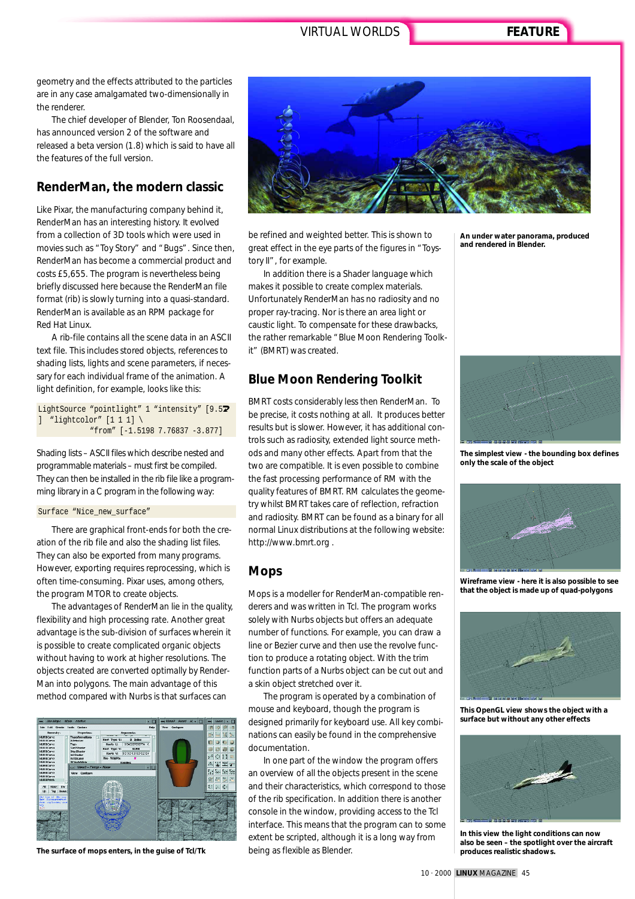geometry and the effects attributed to the particles are in any case amalgamated two-dimensionally in the renderer.

The chief developer of Blender, Ton Roosendaal, has announced version 2 of the software and released a beta version (1.8) which is said to have all the features of the full version.

## RenderMan, the modern classic

Like Pixar, the manufacturing company behind it, RenderMan has an interesting history. It evolved from a collection of 3D tools which were used in movies such as "Toy Story" and "Bugs". Since then, RenderMan has become a commercial product and costs £5,655. The program is nevertheless being briefly discussed here because the RenderMan file format (rib) is slowly turning into a quasi-standard. RenderMan is available as an RPM package for Red Hat Linux.

A rib-file contains all the scene data in an ASCII text file. This includes stored objects, references to shading lists, lights and scene parameters, if necessary for each individual frame of the animation. A light definition, for example, looks like this:

```
LightSource "pointlight" 1 "intensity" [9.5
] "lightcolor" [1 1 1] \
          "from" [-1.5198 7.76837 -3.877]
```

Shading lists – ASCII files which describe nested and programmable materials – must first be compiled. They can then be installed in the rib file like a programming library in a C program in the following way:

```
Surface "Nice_new_surface"
```

There are graphical front-ends for both the creation of the rib file and also the shading list files. They can also be exported from many programs. However, exporting requires reprocessing, which is often time-consuming. Pixar uses, among others, the program MTOR to create objects.

The advantages of RenderMan lie in the quality, flexibility and high processing rate. Another great advantage is the sub-division of surfaces wherein it is possible to create complicated organic objects without having to work at higher resolutions. The objects created are converted optimally by RenderMan into polygons. The main advantage of this method compared with Nurbs is that surfaces can be refined and weighted better. This is shown to great effect in the eye parts of the figures in "Toystory II", for example.

In addition there is a Shader language which makes it possible to create complex materials. Unfortunately RenderMan has no radiosity and no proper ray-tracing. Nor is there an area light or caustic light. To compensate for these drawbacks, the rather remarkable "Blue Moon Rendering Toolkit" (BMRT) was created.

The surface of mops enters, in the guise of Tcl/Tk

An under water panorama, produced and rendered in Blender.

## Blue Moon Rendering Toolkit

BMRT costs considerably less then RenderMan. To be precise, it costs nothing at all. It produces better results but is slower. However, it has additional controls such as radiosity, extended light source methods and many other effects. Apart from that the two are compatible. It is even possible to combine the fast processing performance of RM with the quality features of BMRT. RM calculates the geometry whilst BMRT takes care of reflection, refraction and radiosity. BMRT can be found as a binary for all normal Linux distributions at the following website: http://www.bmrt.org .

## Mops

Mops is a modeller for RenderMan-compatible renderers and was written in Tcl. The program works solely with Nurbs objects but offers an adequate number of functions. For example, you can draw a line or Bezier curve and then use the revolve function to produce a rotating object. With the trim function parts of a Nurbs object can be cut out and a skin object stretched over it.

The program is operated by a combination of mouse and keyboard, though the program is designed primarily for keyboard use. All key combinations can easily be found in the comprehensive documentation.

In one part of the window the program offers an overview of all the objects present in the scene and their characteristics, which correspond to those of the rib specification. In addition there is another console in the window, providing access to the Tcl interface. This means that the program can to some extent be scripted, although it is a long way from being as flexible as Blender.

The simplest view - the bounding box defines only the scale of the object

Wireframe view - here it is also possible to see that the object is made up of quad-polygons

This OpenGL view shows the object with a surface but without any other effects

In this view the light conditions can now also be seen – the spotlight over the aircraft produces realistic shadows.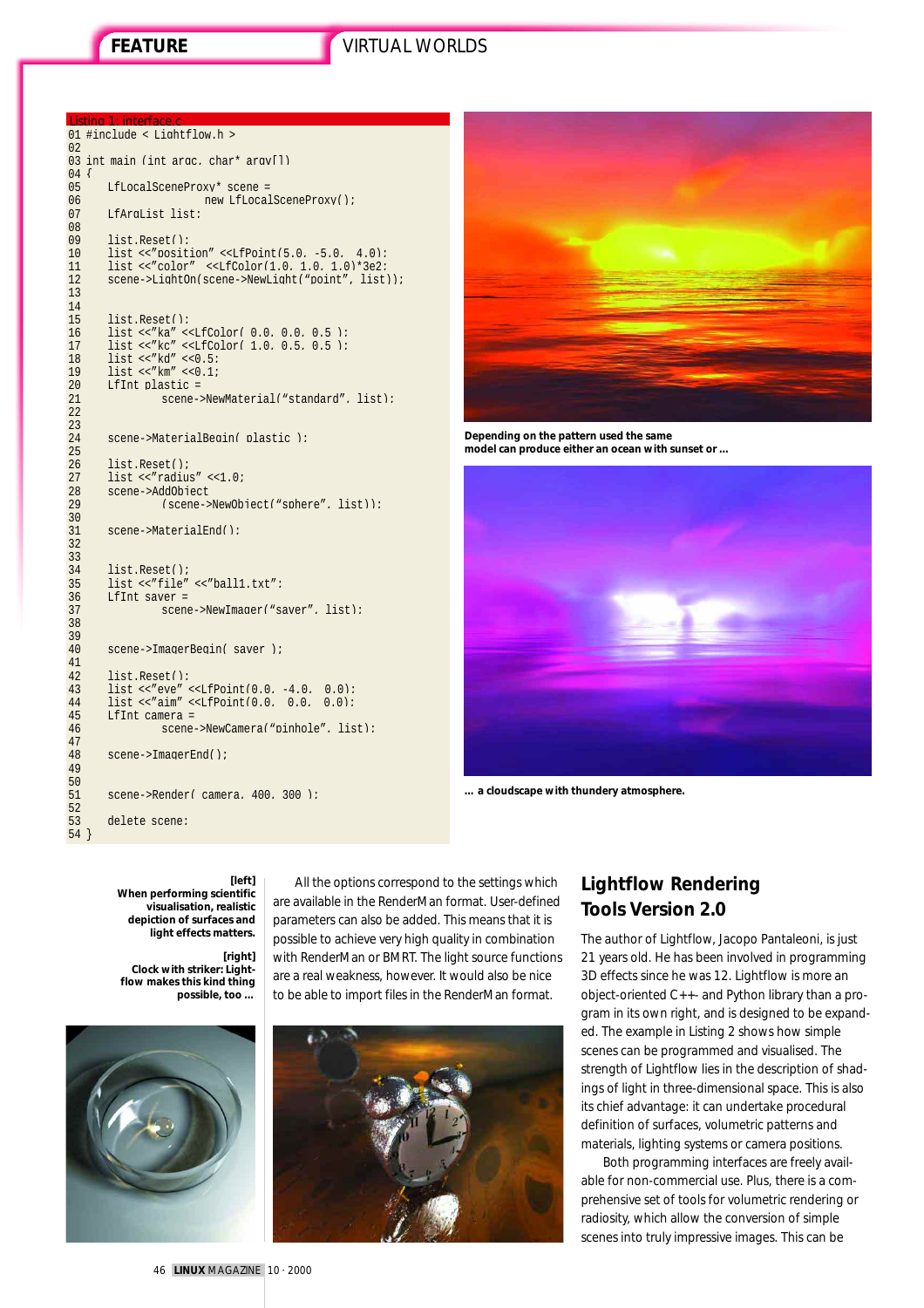Listing 1: interface.c

```
01 #include < Lightflow.h >
02
03 int main (int argc, char* argv[])
04 {
05     LfLocalSceneProxy* scene =
06                   new LfLocalSceneProxy();
07     LfArgList list;
08
09     list.Reset();
10     list <<"position" <<LfPoint(5.0, -5.0,  4.0);
11     list <<"color"  <<LfColor(1.0, 1.0, 1.0)*3e2;
12     scene->LightOn(scene->NewLight("point", list));
13
14
15     list.Reset();
16     list <<"ka" <<LfColor( 0.0, 0.0, 0.5 );
17     list <<"kc" <<LfColor( 1.0, 0.5, 0.5 );
18     list <<"kd" <<0.5;
19     list <<"km" <<0.1;
20     LfInt plastic =
21             scene->NewMaterial("standard", list);
22
23
24     scene->MaterialBegin( plastic );
25
26     list.Reset();
27     list <<"radius" <<1.0;
28     scene->AddObject
29             (scene->NewObject("sphere", list));
30
31     scene->MaterialEnd();
32
33
34     list.Reset();
35     list <<"file" <<"ball1.txt";
36     LfInt saver =
37             scene->NewImager("saver", list);
38
39
40     scene->ImagerBegin( saver );
41
42     list.Reset();
43     list <<"eye" <<LfPoint(0.0, -4.0,  0.0);
44     list <<"aim" <<LfPoint(0.0,  0.0,  0.0);
45     LfInt camera =
46             scene->NewCamera("pinhole", list);
47
48     scene->ImagerEnd();
49
50
51     scene->Render( camera, 400, 300 );
52
53     delete scene;
54 }
```

**Depending on the pattern used the same model can produce either an ocean with sunset or ...**

**... a cloudscape with thundery atmosphere.**

**[left] When performing scientific visualisation, realistic depiction of surfaces and light effects matters.**

**[right] Clock with striker: Lightflow makes this kind thing possible, too ...**

All the options correspond to the settings which are available in the RenderMan format. User-defined parameters can also be added. This means that it is possible to achieve very high quality in combination with RenderMan or BMRT. The light source functions are a real weakness, however. It would also be nice to be able to import files in the RenderMan format.

## Lightflow Rendering Tools Version 2.0

The author of Lightflow, Jacopo Pantaleoni, is just 21 years old. He has been involved in programming 3D effects since he was 12. Lightflow is more an object-oriented C++ and Python library than a program in its own right, and is designed to be expanded. The example in Listing 2 shows how simple scenes can be programmed and visualised. The strength of Lightflow lies in the description of shadings of light in three-dimensional space. This is also its chief advantage: it can undertake procedural definition of surfaces, volumetric patterns and materials, lighting systems or camera positions.

Both programming interfaces are freely available for non-commercial use. Plus, there is a comprehensive set of tools for volumetric rendering or radiosity, which allow the conversion of simple scenes into truly impressive images. This can be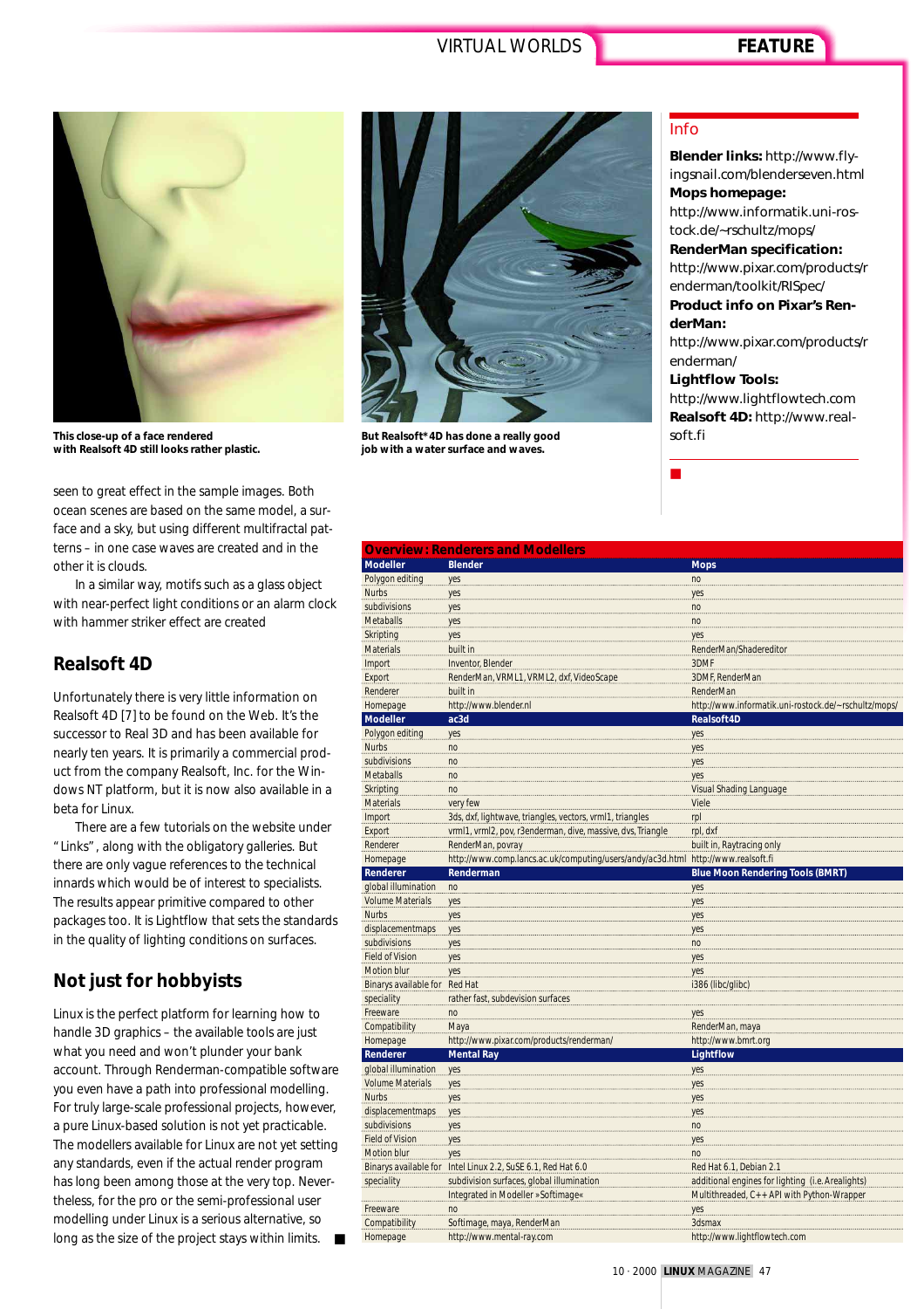This close-up of a face rendered with Realsoft 4D still looks rather plastic.

But Realsoft\* 4D has done a really good job with a water surface and waves.

## Info

**Blender links:** http://www.flyingsnail.com/blenderseven.html
**Mops homepage:** http://www.informatik.uni-rostock.de/~rschultz/mops/
**RenderMan specification:** http://www.pixar.com/products/renderman/toolkit/RISpec/
**Product info on Pixar's RenderMan:** http://www.pixar.com/products/renderman/
**Lightflow Tools:** http://www.lightflowtech.com
**Realsoft 4D:** http://www.realsoft.fi

seen to great effect in the sample images. Both ocean scenes are based on the same model, a surface and a sky, but using different multifractal patterns – in one case waves are created and in the other it is clouds.

In a similar way, motifs such as a glass object with near-perfect light conditions or an alarm clock with hammer striker effect are created

## Realsoft 4D

Unfortunately there is very little information on Realsoft 4D [7] to be found on the Web. It's the successor to Real 3D and has been available for nearly ten years. It is primarily a commercial product from the company Realsoft, Inc. for the Windows NT platform, but it is now also available in a beta for Linux.

There are a few tutorials on the website under "Links", along with the obligatory galleries. But there are only vague references to the technical innards which would be of interest to specialists. The results appear primitive compared to other packages too. It is Lightflow that sets the standards in the quality of lighting conditions on surfaces.

## Not just for hobbyists

Linux is the perfect platform for learning how to handle 3D graphics – the available tools are just what you need and won't plunder your bank account. Through Renderman-compatible software you even have a path into professional modelling. For truly large-scale professional projects, however, a pure Linux-based solution is not yet practicable. The modellers available for Linux are not yet setting any standards, even if the actual render program has long been among those at the very top. Nevertheless, for the pro or the semi-professional user modelling under Linux is a serious alternative, so long as the size of the project stays within limits. ■

**Overview: Renderers and Modellers**

| **Modeller** | **Blender** | **Mops** |
|---|---|---|
| Polygon editing | yes | no |
| Nurbs | yes | yes |
| subdivisions | yes | no |
| Metaballs | yes | no |
| Skripting | yes | yes |
| Materials | built in | RenderMan/Shadereditor |
| Import | Inventor, Blender | 3DMF |
| Export | RenderMan, VRML1, VRML2, dxf, VideoScape | 3DMF, RenderMan |
| Renderer | built in | RenderMan |
| Homepage | http://www.blender.nl | http://www.informatik.uni-rostock.de/~rschultz/mops/ |
| **Modeller** | **ac3d** | **Realsoft4D** |
| Polygon editing | yes | yes |
| Nurbs | no | yes |
| subdivisions | no | yes |
| Metaballs | no | yes |
| Skripting | no | Visual Shading Language |
| Materials | very few | Viele |
| Import | 3ds, dxf, lightwave, triangles, vectors, vrml1, triangles | rpl |
| Export | vrml1, vrml2, pov, r3denderman, dive, massive, dvs, Triangle | rpl, dxf |
| Renderer | RenderMan, povray | built in, Raytracing only |
| Homepage | http://www.comp.lancs.ac.uk/computing/users/andy/ac3d.html | http://www.realsoft.fi |
| **Renderer** | **Renderman** | **Blue Moon Rendering Tools (BMRT)** |
| global illumination | no | yes |
| Volume Materials | yes | yes |
| Nurbs | yes | yes |
| displacementmaps | yes | yes |
| subdivisions | yes | no |
| Field of Vision | yes | yes |
| Motion blur | yes | yes |
| Binarys available for | Red Hat | i386 (libc/glibc) |
| speciality | rather fast, subdivision surfaces | |
| Freeware | no | yes |
| Compatibility | Maya | RenderMan, maya |
| Homepage | http://www.pixar.com/products/renderman/ | http://www.bmrt.org |
| **Renderer** | **Mental Ray** | **Lightflow** |
| global illumination | yes | yes |
| Volume Materials | yes | yes |
| Nurbs | yes | yes |
| displacementmaps | yes | yes |
| subdivisions | yes | no |
| Field of Vision | yes | yes |
| Motion blur | yes | no |
| Binarys available for | Intel Linux 2.2, SuSE 6.1, Red Hat 6.0 | Red Hat 6.1, Debian 2.1 |
| speciality | subdivision surfaces, global illumination | additional engines for lighting (i.e. Arealights) |
| | Integrated in Modeller »Softimage« | Multithreaded, C++ API with Python-Wrapper |
| Freeware | no | yes |
| Compatibility | Softimage, maya, RenderMan | 3dsmax |
| Homepage | http://www.mental-ray.com | http://www.lightflowtech.com |